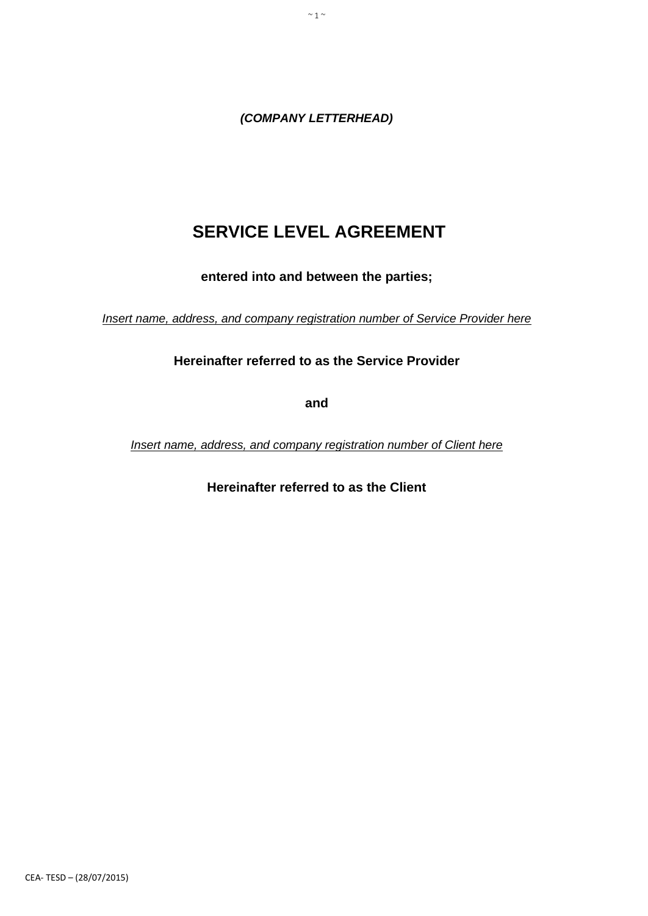***(COMPANY LETTERHEAD)***

# SERVICE LEVEL AGREEMENT

**entered into and between the parties;**

*<u>Insert name, address, and company registration number of Service Provider here</u>*

**Hereinafter referred to as the Service Provider**

**and**

*<u>Insert name, address, and company registration number of Client here</u>*

**Hereinafter referred to as the Client**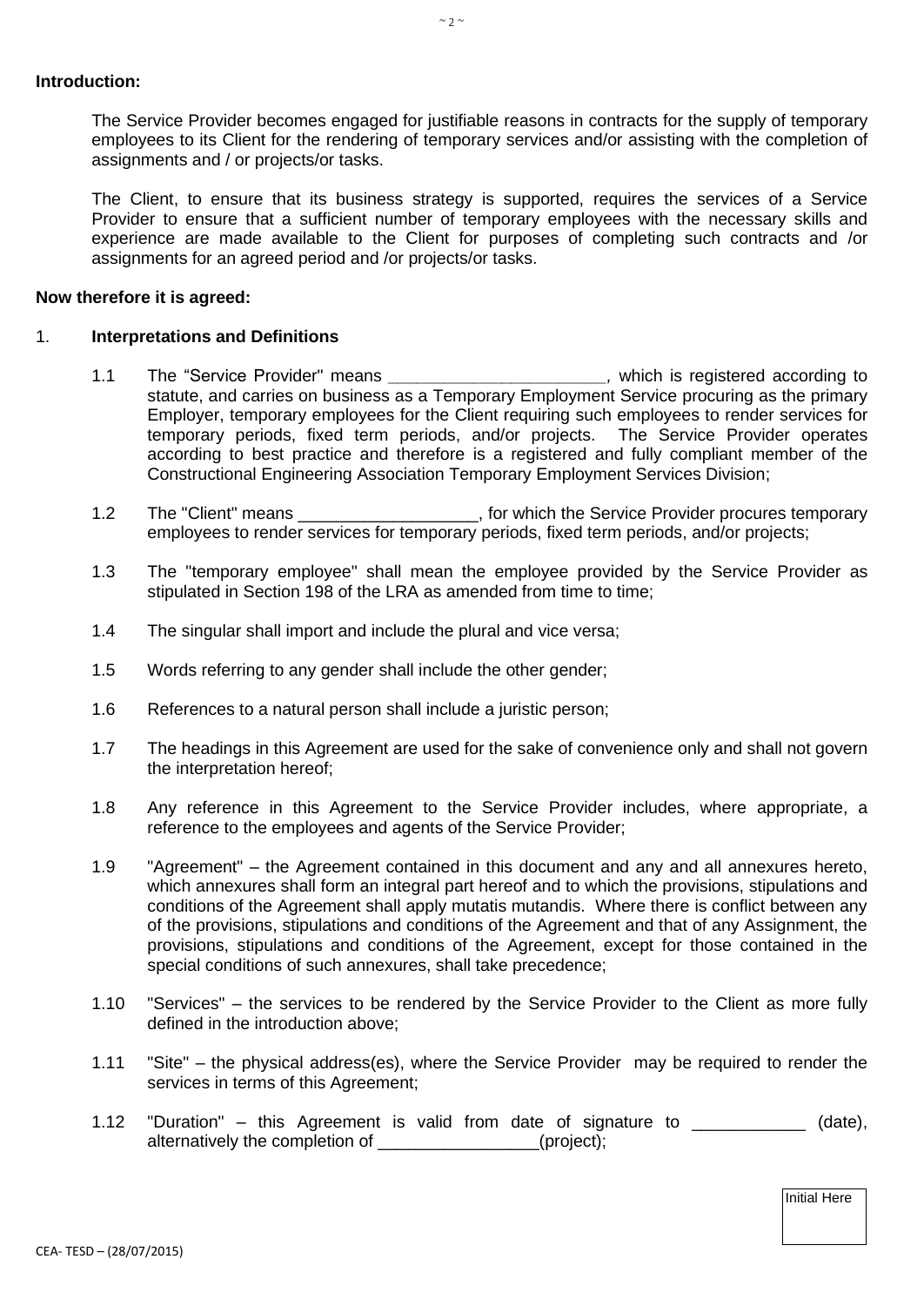**Introduction:**

The Service Provider becomes engaged for justifiable reasons in contracts for the supply of temporary employees to its Client for the rendering of temporary services and/or assisting with the completion of assignments and / or projects/or tasks.

The Client, to ensure that its business strategy is supported, requires the services of a Service Provider to ensure that a sufficient number of temporary employees with the necessary skills and experience are made available to the Client for purposes of completing such contracts and /or assignments for an agreed period and /or projects/or tasks.

**Now therefore it is agreed:**

1. **Interpretations and Definitions**

   1.1 The "Service Provider" means _______________________, which is registered according to statute, and carries on business as a Temporary Employment Service procuring as the primary Employer, temporary employees for the Client requiring such employees to render services for temporary periods, fixed term periods, and/or projects. The Service Provider operates according to best practice and therefore is a registered and fully compliant member of the Constructional Engineering Association Temporary Employment Services Division;

   1.2 The "Client" means ___________________, for which the Service Provider procures temporary employees to render services for temporary periods, fixed term periods, and/or projects;

   1.3 The "temporary employee" shall mean the employee provided by the Service Provider as stipulated in Section 198 of the LRA as amended from time to time;

   1.4 The singular shall import and include the plural and vice versa;

   1.5 Words referring to any gender shall include the other gender;

   1.6 References to a natural person shall include a juristic person;

   1.7 The headings in this Agreement are used for the sake of convenience only and shall not govern the interpretation hereof;

   1.8 Any reference in this Agreement to the Service Provider includes, where appropriate, a reference to the employees and agents of the Service Provider;

   1.9 "Agreement" – the Agreement contained in this document and any and all annexures hereto, which annexures shall form an integral part hereof and to which the provisions, stipulations and conditions of the Agreement shall apply mutatis mutandis. Where there is conflict between any of the provisions, stipulations and conditions of the Agreement and that of any Assignment, the provisions, stipulations and conditions of the Agreement, except for those contained in the special conditions of such annexures, shall take precedence;

   1.10 "Services" – the services to be rendered by the Service Provider to the Client as more fully defined in the introduction above;

   1.11 "Site" – the physical address(es), where the Service Provider may be required to render the services in terms of this Agreement;

   1.12 "Duration" – this Agreement is valid from date of signature to ____________ (date), alternatively the completion of _________________(project);

Initial Here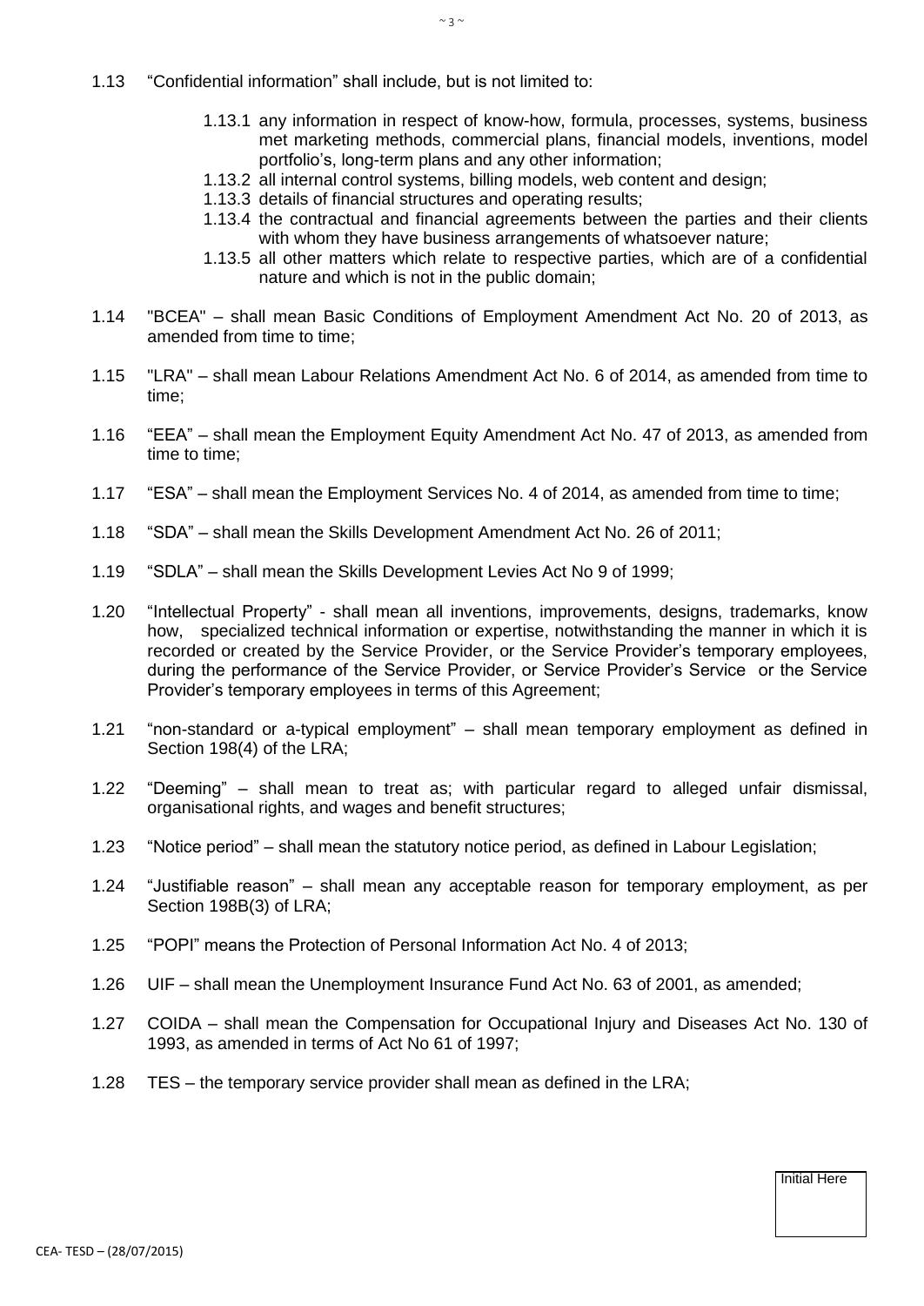1.13 "Confidential information" shall include, but is not limited to:

1.13.1 any information in respect of know-how, formula, processes, systems, business met marketing methods, commercial plans, financial models, inventions, model portfolio's, long-term plans and any other information;

1.13.2 all internal control systems, billing models, web content and design;

1.13.3 details of financial structures and operating results;

1.13.4 the contractual and financial agreements between the parties and their clients with whom they have business arrangements of whatsoever nature;

1.13.5 all other matters which relate to respective parties, which are of a confidential nature and which is not in the public domain;

1.14 "BCEA" – shall mean Basic Conditions of Employment Amendment Act No. 20 of 2013, as amended from time to time;

1.15 "LRA" – shall mean Labour Relations Amendment Act No. 6 of 2014, as amended from time to time;

1.16 "EEA" – shall mean the Employment Equity Amendment Act No. 47 of 2013, as amended from time to time;

1.17 "ESA" – shall mean the Employment Services No. 4 of 2014, as amended from time to time;

1.18 "SDA" – shall mean the Skills Development Amendment Act No. 26 of 2011;

1.19 "SDLA" – shall mean the Skills Development Levies Act No 9 of 1999;

1.20 "Intellectual Property" - shall mean all inventions, improvements, designs, trademarks, know how, specialized technical information or expertise, notwithstanding the manner in which it is recorded or created by the Service Provider, or the Service Provider's temporary employees, during the performance of the Service Provider, or Service Provider's Service or the Service Provider's temporary employees in terms of this Agreement;

1.21 "non-standard or a-typical employment" – shall mean temporary employment as defined in Section 198(4) of the LRA;

1.22 "Deeming" – shall mean to treat as; with particular regard to alleged unfair dismissal, organisational rights, and wages and benefit structures;

1.23 "Notice period" – shall mean the statutory notice period, as defined in Labour Legislation;

1.24 "Justifiable reason" – shall mean any acceptable reason for temporary employment, as per Section 198B(3) of LRA;

1.25 "POPI" means the Protection of Personal Information Act No. 4 of 2013;

1.26 UIF – shall mean the Unemployment Insurance Fund Act No. 63 of 2001, as amended;

1.27 COIDA – shall mean the Compensation for Occupational Injury and Diseases Act No. 130 of 1993, as amended in terms of Act No 61 of 1997;

1.28 TES – the temporary service provider shall mean as defined in the LRA;

Initial Here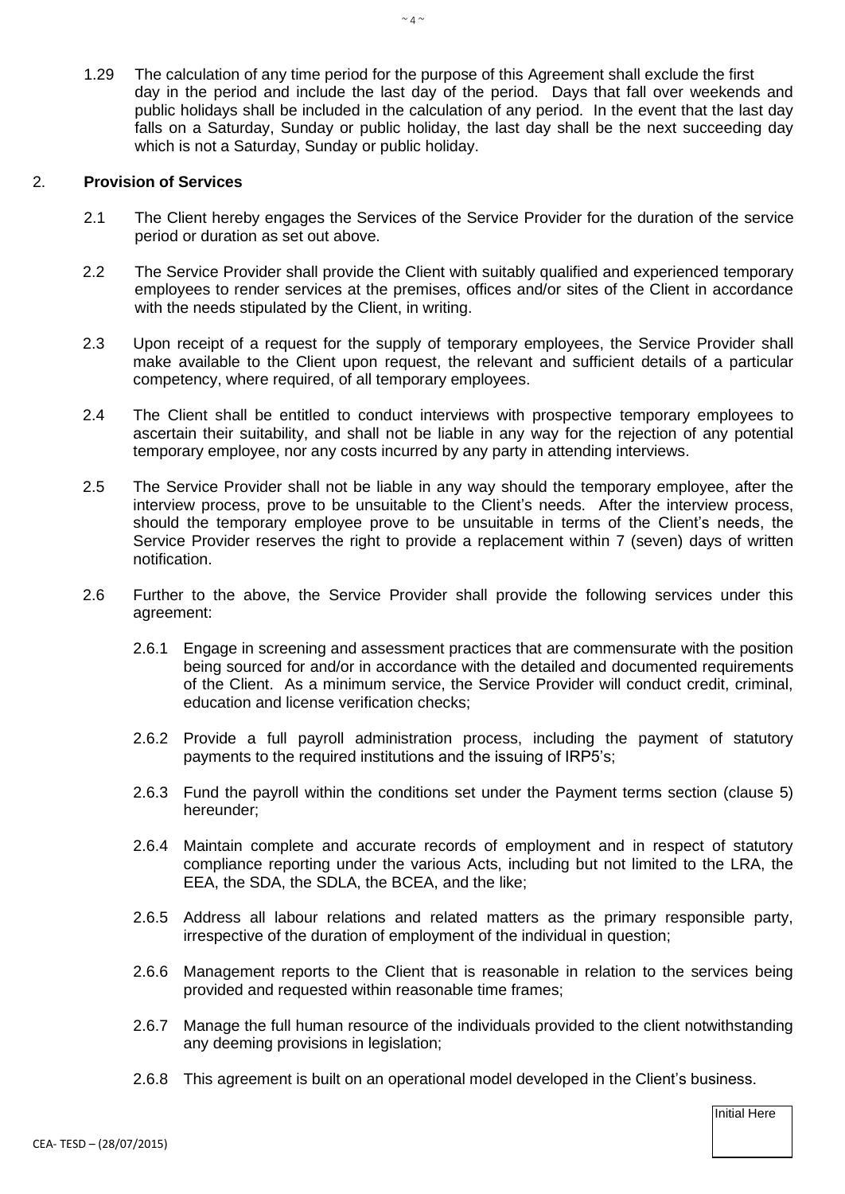1.29 The calculation of any time period for the purpose of this Agreement shall exclude the first day in the period and include the last day of the period. Days that fall over weekends and public holidays shall be included in the calculation of any period. In the event that the last day falls on a Saturday, Sunday or public holiday, the last day shall be the next succeeding day which is not a Saturday, Sunday or public holiday.

## 2. **Provision of Services**

2.1 The Client hereby engages the Services of the Service Provider for the duration of the service period or duration as set out above.

2.2 The Service Provider shall provide the Client with suitably qualified and experienced temporary employees to render services at the premises, offices and/or sites of the Client in accordance with the needs stipulated by the Client, in writing.

2.3 Upon receipt of a request for the supply of temporary employees, the Service Provider shall make available to the Client upon request, the relevant and sufficient details of a particular competency, where required, of all temporary employees.

2.4 The Client shall be entitled to conduct interviews with prospective temporary employees to ascertain their suitability, and shall not be liable in any way for the rejection of any potential temporary employee, nor any costs incurred by any party in attending interviews.

2.5 The Service Provider shall not be liable in any way should the temporary employee, after the interview process, prove to be unsuitable to the Client's needs. After the interview process, should the temporary employee prove to be unsuitable in terms of the Client's needs, the Service Provider reserves the right to provide a replacement within 7 (seven) days of written notification.

2.6 Further to the above, the Service Provider shall provide the following services under this agreement:

2.6.1 Engage in screening and assessment practices that are commensurate with the position being sourced for and/or in accordance with the detailed and documented requirements of the Client. As a minimum service, the Service Provider will conduct credit, criminal, education and license verification checks;

2.6.2 Provide a full payroll administration process, including the payment of statutory payments to the required institutions and the issuing of IRP5's;

2.6.3 Fund the payroll within the conditions set under the Payment terms section (clause 5) hereunder;

2.6.4 Maintain complete and accurate records of employment and in respect of statutory compliance reporting under the various Acts, including but not limited to the LRA, the EEA, the SDA, the SDLA, the BCEA, and the like;

2.6.5 Address all labour relations and related matters as the primary responsible party, irrespective of the duration of employment of the individual in question;

2.6.6 Management reports to the Client that is reasonable in relation to the services being provided and requested within reasonable time frames;

2.6.7 Manage the full human resource of the individuals provided to the client notwithstanding any deeming provisions in legislation;

2.6.8 This agreement is built on an operational model developed in the Client's business.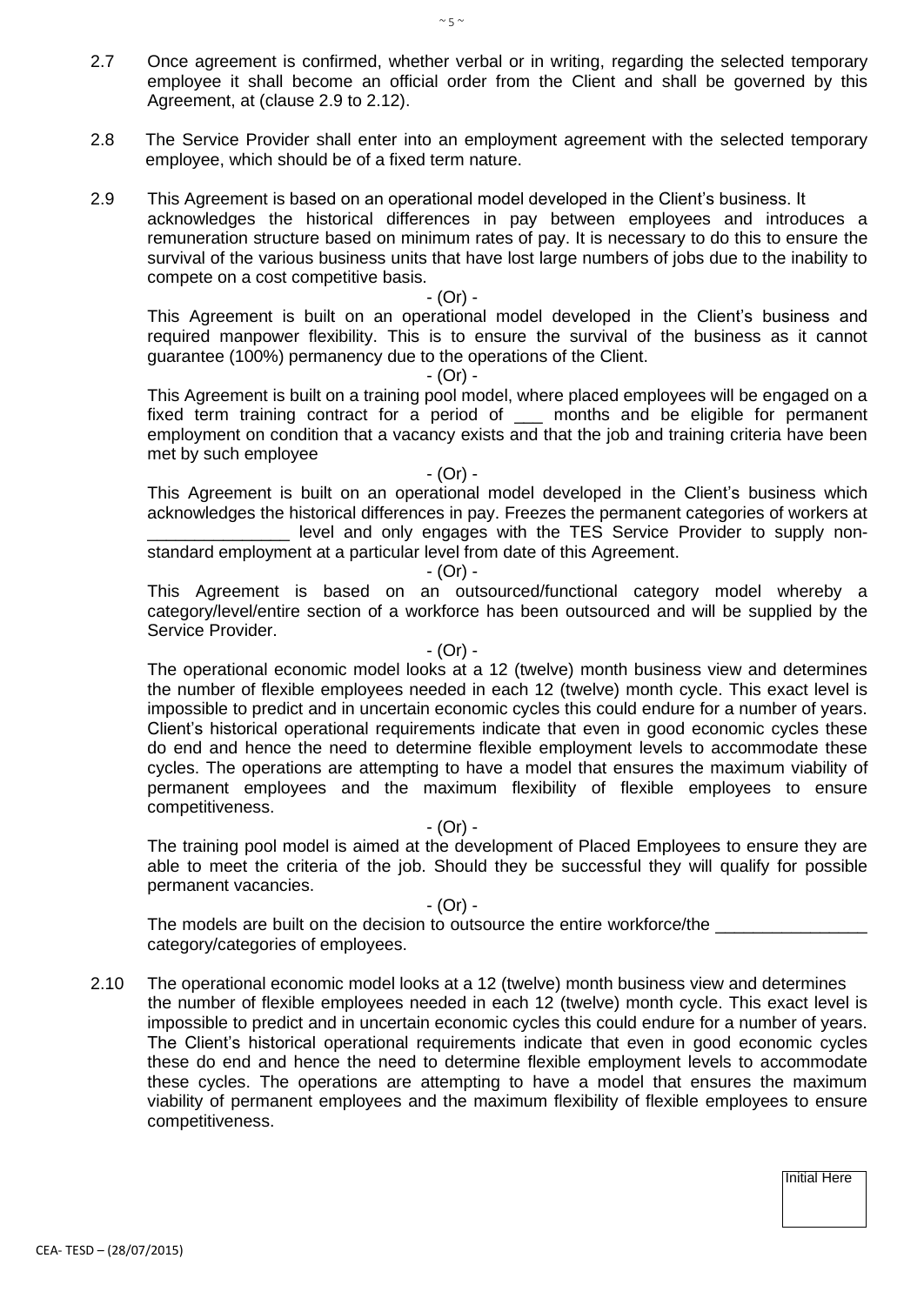2.7 Once agreement is confirmed, whether verbal or in writing, regarding the selected temporary employee it shall become an official order from the Client and shall be governed by this Agreement, at (clause 2.9 to 2.12).

2.8 The Service Provider shall enter into an employment agreement with the selected temporary employee, which should be of a fixed term nature.

2.9 This Agreement is based on an operational model developed in the Client's business. It acknowledges the historical differences in pay between employees and introduces a remuneration structure based on minimum rates of pay. It is necessary to do this to ensure the survival of the various business units that have lost large numbers of jobs due to the inability to compete on a cost competitive basis.

- (Or) -

This Agreement is built on an operational model developed in the Client's business and required manpower flexibility. This is to ensure the survival of the business as it cannot guarantee (100%) permanency due to the operations of the Client.

- (Or) -

This Agreement is built on a training pool model, where placed employees will be engaged on a fixed term training contract for a period of ___ months and be eligible for permanent employment on condition that a vacancy exists and that the job and training criteria have been met by such employee

- (Or) -

This Agreement is built on an operational model developed in the Client's business which acknowledges the historical differences in pay. Freezes the permanent categories of workers at _______________ level and only engages with the TES Service Provider to supply non-standard employment at a particular level from date of this Agreement.

- (Or) -

This Agreement is based on an outsourced/functional category model whereby a category/level/entire section of a workforce has been outsourced and will be supplied by the Service Provider.

- (Or) -

The operational economic model looks at a 12 (twelve) month business view and determines the number of flexible employees needed in each 12 (twelve) month cycle. This exact level is impossible to predict and in uncertain economic cycles this could endure for a number of years. Client's historical operational requirements indicate that even in good economic cycles these do end and hence the need to determine flexible employment levels to accommodate these cycles. The operations are attempting to have a model that ensures the maximum viability of permanent employees and the maximum flexibility of flexible employees to ensure competitiveness.

- (Or) -

The training pool model is aimed at the development of Placed Employees to ensure they are able to meet the criteria of the job. Should they be successful they will qualify for possible permanent vacancies.

- (Or) -

The models are built on the decision to outsource the entire workforce/the ________________ category/categories of employees.

2.10 The operational economic model looks at a 12 (twelve) month business view and determines the number of flexible employees needed in each 12 (twelve) month cycle. This exact level is impossible to predict and in uncertain economic cycles this could endure for a number of years. The Client's historical operational requirements indicate that even in good economic cycles these do end and hence the need to determine flexible employment levels to accommodate these cycles. The operations are attempting to have a model that ensures the maximum viability of permanent employees and the maximum flexibility of flexible employees to ensure competitiveness.

Initial Here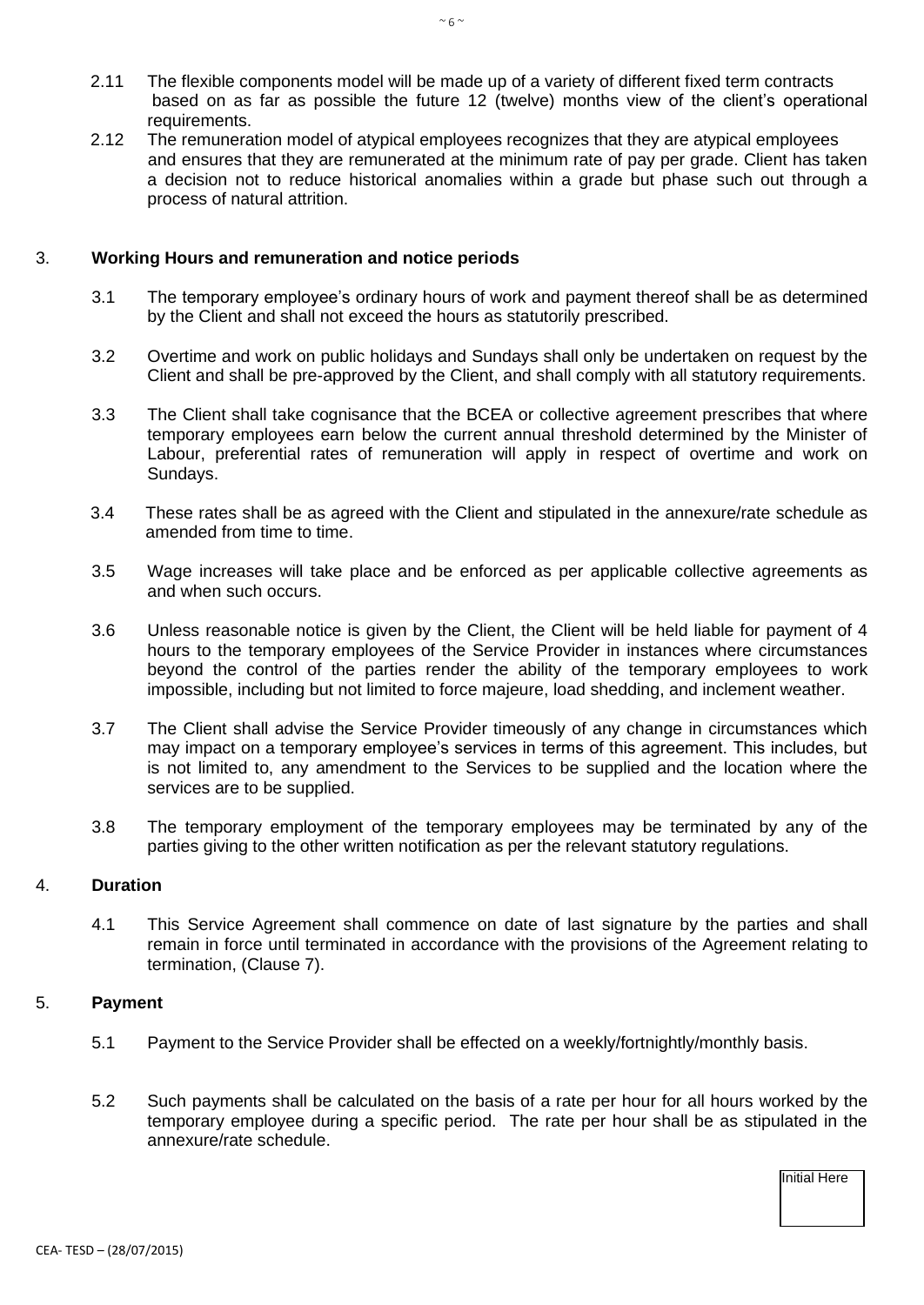2.11 The flexible components model will be made up of a variety of different fixed term contracts based on as far as possible the future 12 (twelve) months view of the client's operational requirements.

2.12 The remuneration model of atypical employees recognizes that they are atypical employees and ensures that they are remunerated at the minimum rate of pay per grade. Client has taken a decision not to reduce historical anomalies within a grade but phase such out through a process of natural attrition.

3. **Working Hours and remuneration and notice periods**

3.1 The temporary employee's ordinary hours of work and payment thereof shall be as determined by the Client and shall not exceed the hours as statutorily prescribed.

3.2 Overtime and work on public holidays and Sundays shall only be undertaken on request by the Client and shall be pre-approved by the Client, and shall comply with all statutory requirements.

3.3 The Client shall take cognisance that the BCEA or collective agreement prescribes that where temporary employees earn below the current annual threshold determined by the Minister of Labour, preferential rates of remuneration will apply in respect of overtime and work on Sundays.

3.4 These rates shall be as agreed with the Client and stipulated in the annexure/rate schedule as amended from time to time.

3.5 Wage increases will take place and be enforced as per applicable collective agreements as and when such occurs.

3.6 Unless reasonable notice is given by the Client, the Client will be held liable for payment of 4 hours to the temporary employees of the Service Provider in instances where circumstances beyond the control of the parties render the ability of the temporary employees to work impossible, including but not limited to force majeure, load shedding, and inclement weather.

3.7 The Client shall advise the Service Provider timeously of any change in circumstances which may impact on a temporary employee's services in terms of this agreement. This includes, but is not limited to, any amendment to the Services to be supplied and the location where the services are to be supplied.

3.8 The temporary employment of the temporary employees may be terminated by any of the parties giving to the other written notification as per the relevant statutory regulations.

4. **Duration**

4.1 This Service Agreement shall commence on date of last signature by the parties and shall remain in force until terminated in accordance with the provisions of the Agreement relating to termination, (Clause 7).

5. **Payment**

5.1 Payment to the Service Provider shall be effected on a weekly/fortnightly/monthly basis.

5.2 Such payments shall be calculated on the basis of a rate per hour for all hours worked by the temporary employee during a specific period. The rate per hour shall be as stipulated in the annexure/rate schedule.

Initial Here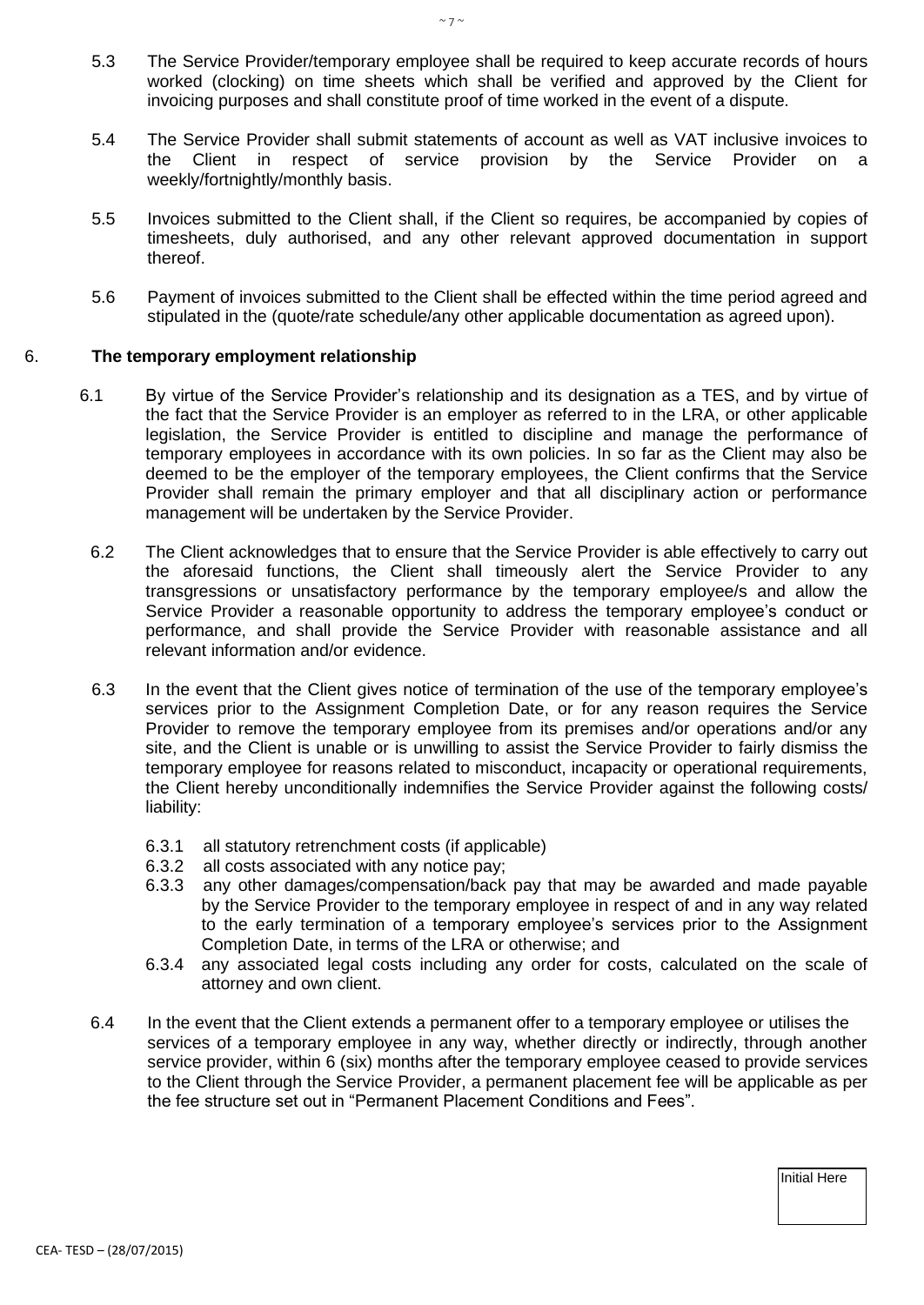5.3 The Service Provider/temporary employee shall be required to keep accurate records of hours worked (clocking) on time sheets which shall be verified and approved by the Client for invoicing purposes and shall constitute proof of time worked in the event of a dispute.

5.4 The Service Provider shall submit statements of account as well as VAT inclusive invoices to the Client in respect of service provision by the Service Provider on a weekly/fortnightly/monthly basis.

5.5 Invoices submitted to the Client shall, if the Client so requires, be accompanied by copies of timesheets, duly authorised, and any other relevant approved documentation in support thereof.

5.6 Payment of invoices submitted to the Client shall be effected within the time period agreed and stipulated in the (quote/rate schedule/any other applicable documentation as agreed upon).

6. **The temporary employment relationship**

6.1 By virtue of the Service Provider's relationship and its designation as a TES, and by virtue of the fact that the Service Provider is an employer as referred to in the LRA, or other applicable legislation, the Service Provider is entitled to discipline and manage the performance of temporary employees in accordance with its own policies. In so far as the Client may also be deemed to be the employer of the temporary employees, the Client confirms that the Service Provider shall remain the primary employer and that all disciplinary action or performance management will be undertaken by the Service Provider.

6.2 The Client acknowledges that to ensure that the Service Provider is able effectively to carry out the aforesaid functions, the Client shall timeously alert the Service Provider to any transgressions or unsatisfactory performance by the temporary employee/s and allow the Service Provider a reasonable opportunity to address the temporary employee's conduct or performance, and shall provide the Service Provider with reasonable assistance and all relevant information and/or evidence.

6.3 In the event that the Client gives notice of termination of the use of the temporary employee's services prior to the Assignment Completion Date, or for any reason requires the Service Provider to remove the temporary employee from its premises and/or operations and/or any site, and the Client is unable or is unwilling to assist the Service Provider to fairly dismiss the temporary employee for reasons related to misconduct, incapacity or operational requirements, the Client hereby unconditionally indemnifies the Service Provider against the following costs/ liability:

6.3.1 all statutory retrenchment costs (if applicable)

6.3.2 all costs associated with any notice pay;

6.3.3 any other damages/compensation/back pay that may be awarded and made payable by the Service Provider to the temporary employee in respect of and in any way related to the early termination of a temporary employee's services prior to the Assignment Completion Date, in terms of the LRA or otherwise; and

6.3.4 any associated legal costs including any order for costs, calculated on the scale of attorney and own client.

6.4 In the event that the Client extends a permanent offer to a temporary employee or utilises the services of a temporary employee in any way, whether directly or indirectly, through another service provider, within 6 (six) months after the temporary employee ceased to provide services to the Client through the Service Provider, a permanent placement fee will be applicable as per the fee structure set out in "Permanent Placement Conditions and Fees".

Initial Here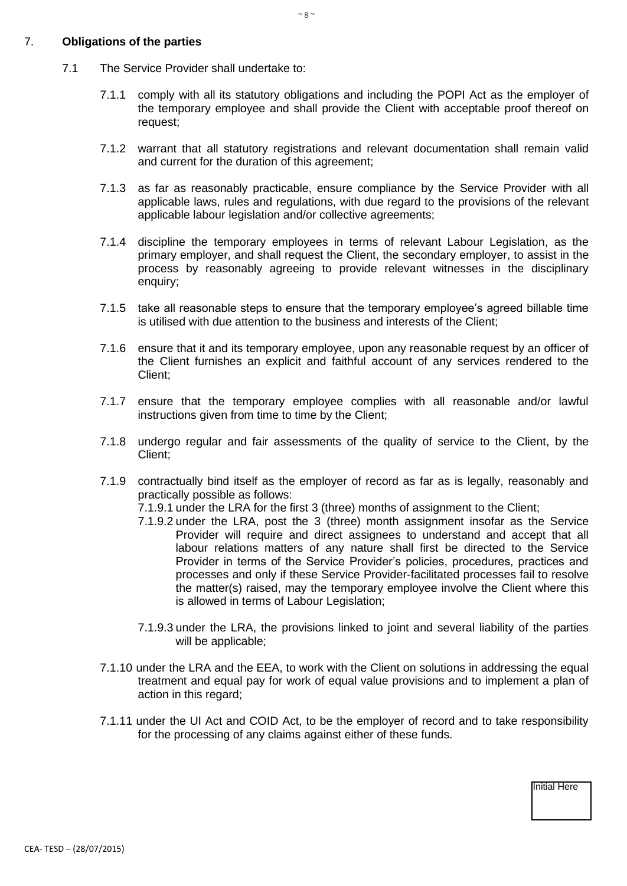## 7. **Obligations of the parties**

7.1 The Service Provider shall undertake to:

7.1.1 comply with all its statutory obligations and including the POPI Act as the employer of the temporary employee and shall provide the Client with acceptable proof thereof on request;

7.1.2 warrant that all statutory registrations and relevant documentation shall remain valid and current for the duration of this agreement;

7.1.3 as far as reasonably practicable, ensure compliance by the Service Provider with all applicable laws, rules and regulations, with due regard to the provisions of the relevant applicable labour legislation and/or collective agreements;

7.1.4 discipline the temporary employees in terms of relevant Labour Legislation, as the primary employer, and shall request the Client, the secondary employer, to assist in the process by reasonably agreeing to provide relevant witnesses in the disciplinary enquiry;

7.1.5 take all reasonable steps to ensure that the temporary employee's agreed billable time is utilised with due attention to the business and interests of the Client;

7.1.6 ensure that it and its temporary employee, upon any reasonable request by an officer of the Client furnishes an explicit and faithful account of any services rendered to the Client;

7.1.7 ensure that the temporary employee complies with all reasonable and/or lawful instructions given from time to time by the Client;

7.1.8 undergo regular and fair assessments of the quality of service to the Client, by the Client;

7.1.9 contractually bind itself as the employer of record as far as is legally, reasonably and practically possible as follows:

7.1.9.1 under the LRA for the first 3 (three) months of assignment to the Client;

7.1.9.2 under the LRA, post the 3 (three) month assignment insofar as the Service Provider will require and direct assignees to understand and accept that all labour relations matters of any nature shall first be directed to the Service Provider in terms of the Service Provider's policies, procedures, practices and processes and only if these Service Provider-facilitated processes fail to resolve the matter(s) raised, may the temporary employee involve the Client where this is allowed in terms of Labour Legislation;

7.1.9.3 under the LRA, the provisions linked to joint and several liability of the parties will be applicable;

7.1.10 under the LRA and the EEA, to work with the Client on solutions in addressing the equal treatment and equal pay for work of equal value provisions and to implement a plan of action in this regard;

7.1.11 under the UI Act and COID Act, to be the employer of record and to take responsibility for the processing of any claims against either of these funds.

Initial Here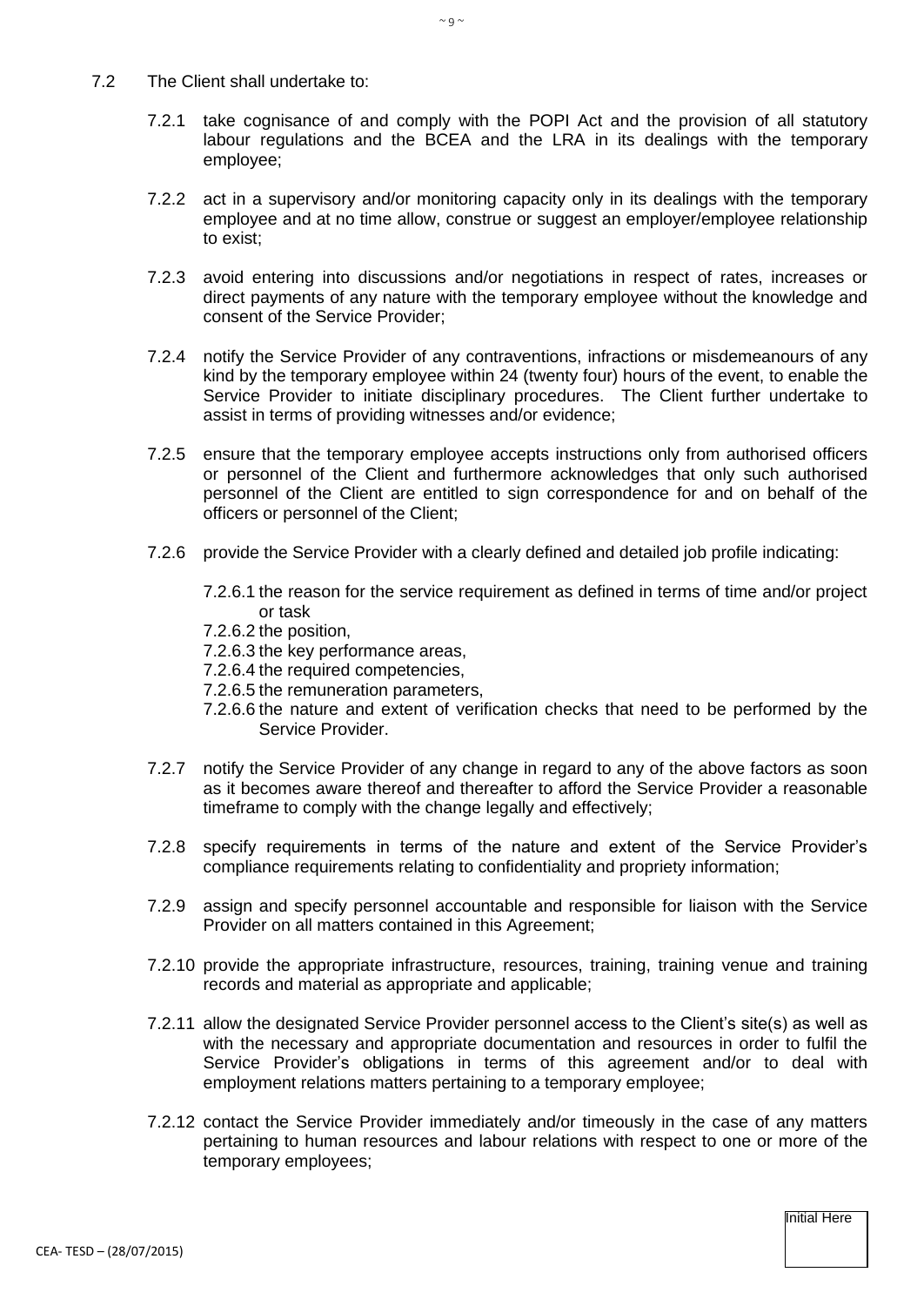7.2 The Client shall undertake to:

7.2.1 take cognisance of and comply with the POPI Act and the provision of all statutory labour regulations and the BCEA and the LRA in its dealings with the temporary employee;

7.2.2 act in a supervisory and/or monitoring capacity only in its dealings with the temporary employee and at no time allow, construe or suggest an employer/employee relationship to exist;

7.2.3 avoid entering into discussions and/or negotiations in respect of rates, increases or direct payments of any nature with the temporary employee without the knowledge and consent of the Service Provider;

7.2.4 notify the Service Provider of any contraventions, infractions or misdemeanours of any kind by the temporary employee within 24 (twenty four) hours of the event, to enable the Service Provider to initiate disciplinary procedures. The Client further undertake to assist in terms of providing witnesses and/or evidence;

7.2.5 ensure that the temporary employee accepts instructions only from authorised officers or personnel of the Client and furthermore acknowledges that only such authorised personnel of the Client are entitled to sign correspondence for and on behalf of the officers or personnel of the Client;

7.2.6 provide the Service Provider with a clearly defined and detailed job profile indicating:

7.2.6.1 the reason for the service requirement as defined in terms of time and/or project or task
7.2.6.2 the position,
7.2.6.3 the key performance areas,
7.2.6.4 the required competencies,
7.2.6.5 the remuneration parameters,
7.2.6.6 the nature and extent of verification checks that need to be performed by the Service Provider.

7.2.7 notify the Service Provider of any change in regard to any of the above factors as soon as it becomes aware thereof and thereafter to afford the Service Provider a reasonable timeframe to comply with the change legally and effectively;

7.2.8 specify requirements in terms of the nature and extent of the Service Provider's compliance requirements relating to confidentiality and propriety information;

7.2.9 assign and specify personnel accountable and responsible for liaison with the Service Provider on all matters contained in this Agreement;

7.2.10 provide the appropriate infrastructure, resources, training, training venue and training records and material as appropriate and applicable;

7.2.11 allow the designated Service Provider personnel access to the Client's site(s) as well as with the necessary and appropriate documentation and resources in order to fulfil the Service Provider's obligations in terms of this agreement and/or to deal with employment relations matters pertaining to a temporary employee;

7.2.12 contact the Service Provider immediately and/or timeously in the case of any matters pertaining to human resources and labour relations with respect to one or more of the temporary employees;

Initial Here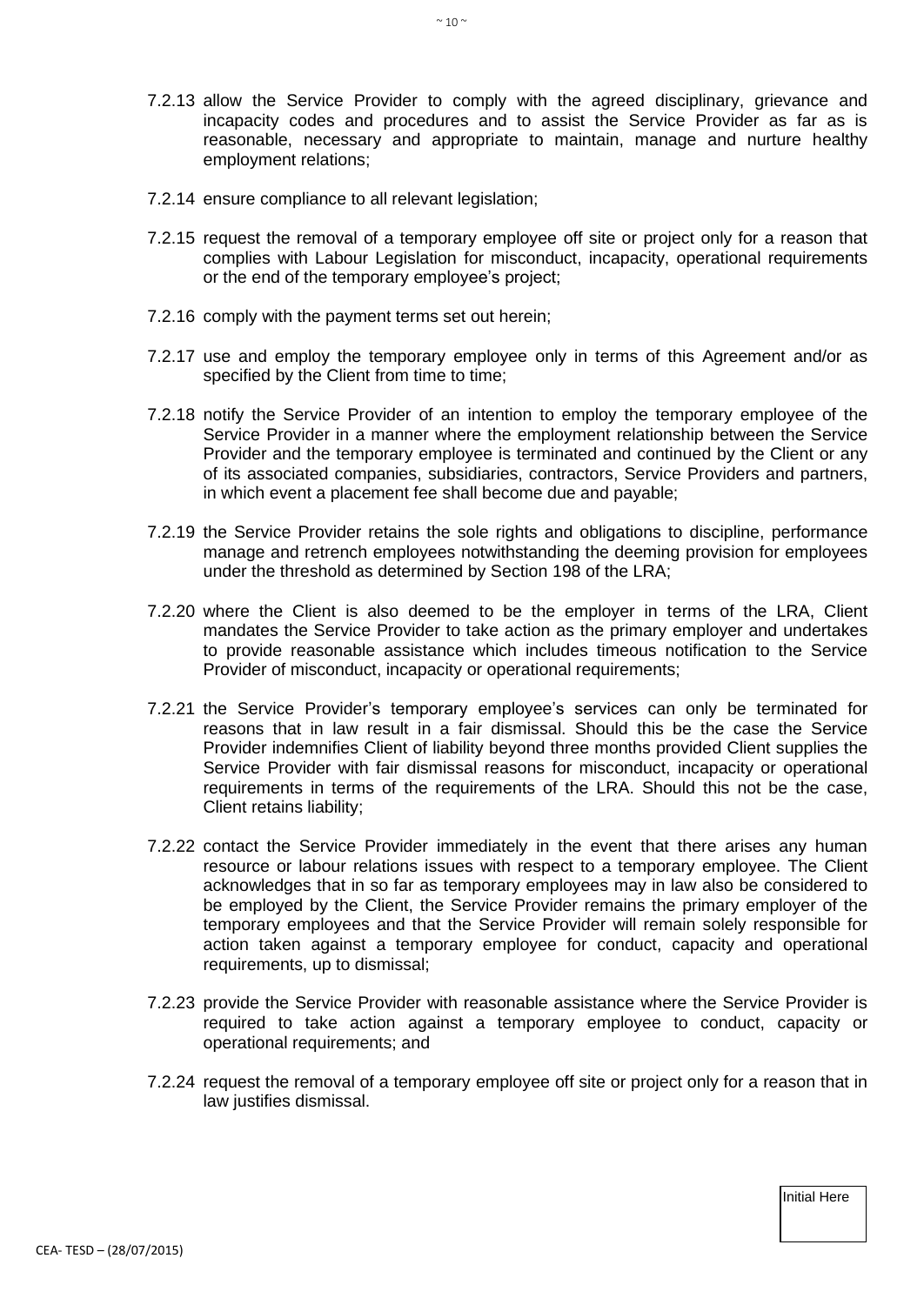7.2.13 allow the Service Provider to comply with the agreed disciplinary, grievance and incapacity codes and procedures and to assist the Service Provider as far as is reasonable, necessary and appropriate to maintain, manage and nurture healthy employment relations;

7.2.14 ensure compliance to all relevant legislation;

7.2.15 request the removal of a temporary employee off site or project only for a reason that complies with Labour Legislation for misconduct, incapacity, operational requirements or the end of the temporary employee's project;

7.2.16 comply with the payment terms set out herein;

7.2.17 use and employ the temporary employee only in terms of this Agreement and/or as specified by the Client from time to time;

7.2.18 notify the Service Provider of an intention to employ the temporary employee of the Service Provider in a manner where the employment relationship between the Service Provider and the temporary employee is terminated and continued by the Client or any of its associated companies, subsidiaries, contractors, Service Providers and partners, in which event a placement fee shall become due and payable;

7.2.19 the Service Provider retains the sole rights and obligations to discipline, performance manage and retrench employees notwithstanding the deeming provision for employees under the threshold as determined by Section 198 of the LRA;

7.2.20 where the Client is also deemed to be the employer in terms of the LRA, Client mandates the Service Provider to take action as the primary employer and undertakes to provide reasonable assistance which includes timeous notification to the Service Provider of misconduct, incapacity or operational requirements;

7.2.21 the Service Provider's temporary employee's services can only be terminated for reasons that in law result in a fair dismissal. Should this be the case the Service Provider indemnifies Client of liability beyond three months provided Client supplies the Service Provider with fair dismissal reasons for misconduct, incapacity or operational requirements in terms of the requirements of the LRA. Should this not be the case, Client retains liability;

7.2.22 contact the Service Provider immediately in the event that there arises any human resource or labour relations issues with respect to a temporary employee. The Client acknowledges that in so far as temporary employees may in law also be considered to be employed by the Client, the Service Provider remains the primary employer of the temporary employees and that the Service Provider will remain solely responsible for action taken against a temporary employee for conduct, capacity and operational requirements, up to dismissal;

7.2.23 provide the Service Provider with reasonable assistance where the Service Provider is required to take action against a temporary employee to conduct, capacity or operational requirements; and

7.2.24 request the removal of a temporary employee off site or project only for a reason that in law justifies dismissal.

Initial Here

CEA- TESD – (28/07/2015)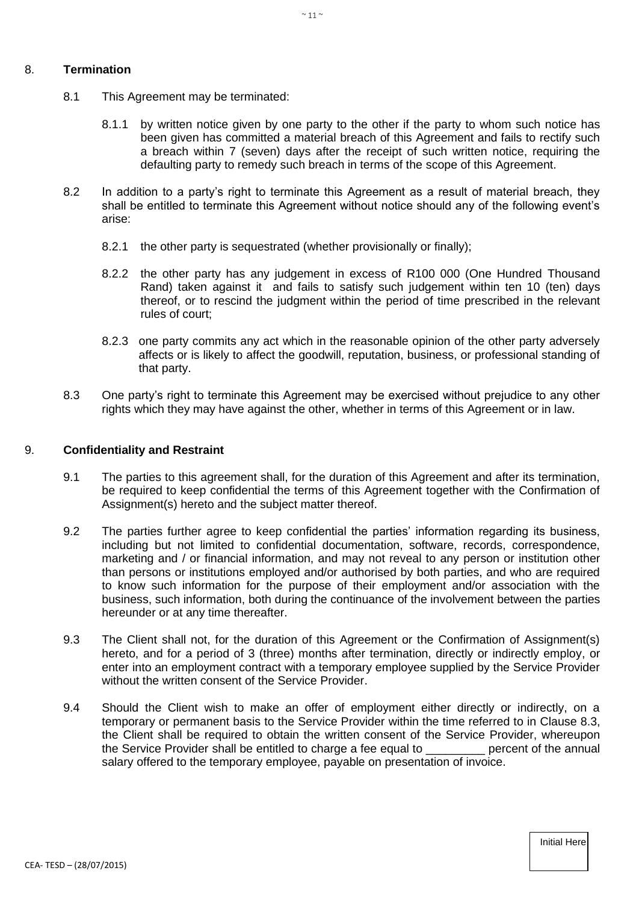## 8. **Termination**

8.1 This Agreement may be terminated:

8.1.1 by written notice given by one party to the other if the party to whom such notice has been given has committed a material breach of this Agreement and fails to rectify such a breach within 7 (seven) days after the receipt of such written notice, requiring the defaulting party to remedy such breach in terms of the scope of this Agreement.

8.2 In addition to a party's right to terminate this Agreement as a result of material breach, they shall be entitled to terminate this Agreement without notice should any of the following event's arise:

8.2.1 the other party is sequestrated (whether provisionally or finally);

8.2.2 the other party has any judgement in excess of R100 000 (One Hundred Thousand Rand) taken against it and fails to satisfy such judgement within ten 10 (ten) days thereof, or to rescind the judgment within the period of time prescribed in the relevant rules of court;

8.2.3 one party commits any act which in the reasonable opinion of the other party adversely affects or is likely to affect the goodwill, reputation, business, or professional standing of that party.

8.3 One party's right to terminate this Agreement may be exercised without prejudice to any other rights which they may have against the other, whether in terms of this Agreement or in law.

## 9. **Confidentiality and Restraint**

9.1 The parties to this agreement shall, for the duration of this Agreement and after its termination, be required to keep confidential the terms of this Agreement together with the Confirmation of Assignment(s) hereto and the subject matter thereof.

9.2 The parties further agree to keep confidential the parties' information regarding its business, including but not limited to confidential documentation, software, records, correspondence, marketing and / or financial information, and may not reveal to any person or institution other than persons or institutions employed and/or authorised by both parties, and who are required to know such information for the purpose of their employment and/or association with the business, such information, both during the continuance of the involvement between the parties hereunder or at any time thereafter.

9.3 The Client shall not, for the duration of this Agreement or the Confirmation of Assignment(s) hereto, and for a period of 3 (three) months after termination, directly or indirectly employ, or enter into an employment contract with a temporary employee supplied by the Service Provider without the written consent of the Service Provider.

9.4 Should the Client wish to make an offer of employment either directly or indirectly, on a temporary or permanent basis to the Service Provider within the time referred to in Clause 8.3, the Client shall be required to obtain the written consent of the Service Provider, whereupon the Service Provider shall be entitled to charge a fee equal to _________ percent of the annual salary offered to the temporary employee, payable on presentation of invoice.

Initial Here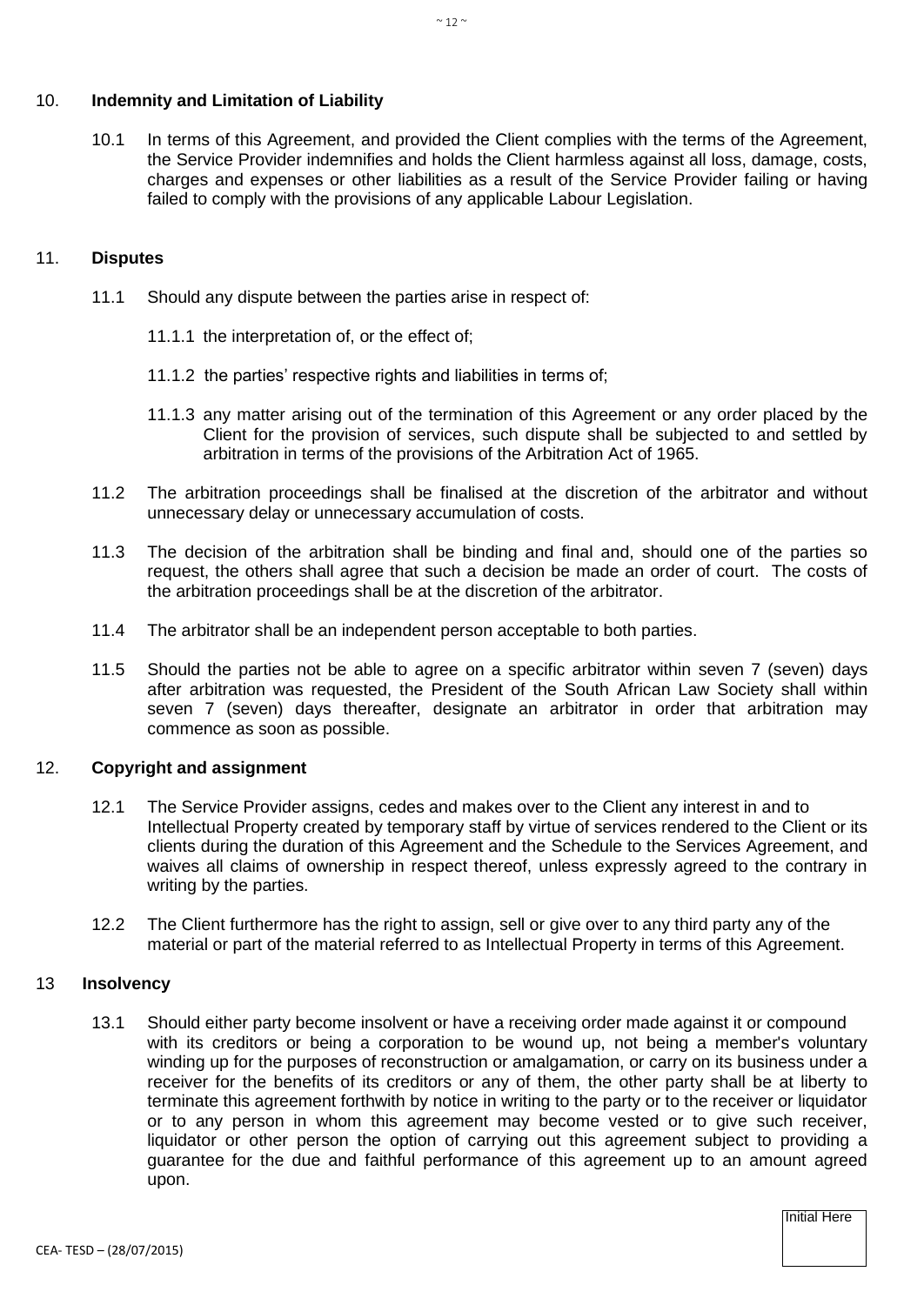## 10. Indemnity and Limitation of Liability

10.1 In terms of this Agreement, and provided the Client complies with the terms of the Agreement, the Service Provider indemnifies and holds the Client harmless against all loss, damage, costs, charges and expenses or other liabilities as a result of the Service Provider failing or having failed to comply with the provisions of any applicable Labour Legislation.

## 11. Disputes

11.1 Should any dispute between the parties arise in respect of:

11.1.1 the interpretation of, or the effect of;

11.1.2 the parties' respective rights and liabilities in terms of;

11.1.3 any matter arising out of the termination of this Agreement or any order placed by the Client for the provision of services, such dispute shall be subjected to and settled by arbitration in terms of the provisions of the Arbitration Act of 1965.

11.2 The arbitration proceedings shall be finalised at the discretion of the arbitrator and without unnecessary delay or unnecessary accumulation of costs.

11.3 The decision of the arbitration shall be binding and final and, should one of the parties so request, the others shall agree that such a decision be made an order of court. The costs of the arbitration proceedings shall be at the discretion of the arbitrator.

11.4 The arbitrator shall be an independent person acceptable to both parties.

11.5 Should the parties not be able to agree on a specific arbitrator within seven 7 (seven) days after arbitration was requested, the President of the South African Law Society shall within seven 7 (seven) days thereafter, designate an arbitrator in order that arbitration may commence as soon as possible.

## 12. Copyright and assignment

12.1 The Service Provider assigns, cedes and makes over to the Client any interest in and to Intellectual Property created by temporary staff by virtue of services rendered to the Client or its clients during the duration of this Agreement and the Schedule to the Services Agreement, and waives all claims of ownership in respect thereof, unless expressly agreed to the contrary in writing by the parties.

12.2 The Client furthermore has the right to assign, sell or give over to any third party any of the material or part of the material referred to as Intellectual Property in terms of this Agreement.

## 13 Insolvency

13.1 Should either party become insolvent or have a receiving order made against it or compound with its creditors or being a corporation to be wound up, not being a member's voluntary winding up for the purposes of reconstruction or amalgamation, or carry on its business under a receiver for the benefits of its creditors or any of them, the other party shall be at liberty to terminate this agreement forthwith by notice in writing to the party or to the receiver or liquidator or to any person in whom this agreement may become vested or to give such receiver, liquidator or other person the option of carrying out this agreement subject to providing a guarantee for the due and faithful performance of this agreement up to an amount agreed upon.

Initial Here

CEA- TESD – (28/07/2015)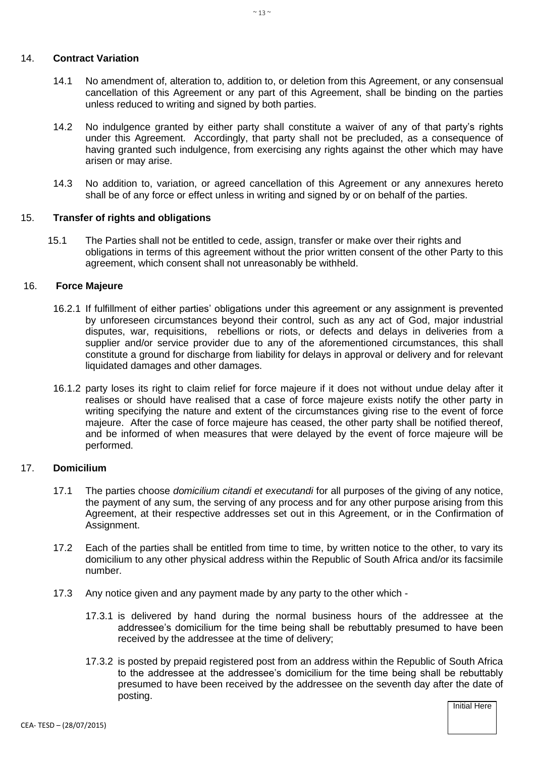## 14. **Contract Variation**

14.1 No amendment of, alteration to, addition to, or deletion from this Agreement, or any consensual cancellation of this Agreement or any part of this Agreement, shall be binding on the parties unless reduced to writing and signed by both parties.

14.2 No indulgence granted by either party shall constitute a waiver of any of that party's rights under this Agreement. Accordingly, that party shall not be precluded, as a consequence of having granted such indulgence, from exercising any rights against the other which may have arisen or may arise.

14.3 No addition to, variation, or agreed cancellation of this Agreement or any annexures hereto shall be of any force or effect unless in writing and signed by or on behalf of the parties.

## 15. **Transfer of rights and obligations**

15.1 The Parties shall not be entitled to cede, assign, transfer or make over their rights and obligations in terms of this agreement without the prior written consent of the other Party to this agreement, which consent shall not unreasonably be withheld.

## 16. **Force Majeure**

16.2.1 If fulfillment of either parties' obligations under this agreement or any assignment is prevented by unforeseen circumstances beyond their control, such as any act of God, major industrial disputes, war, requisitions, rebellions or riots, or defects and delays in deliveries from a supplier and/or service provider due to any of the aforementioned circumstances, this shall constitute a ground for discharge from liability for delays in approval or delivery and for relevant liquidated damages and other damages.

16.1.2 party loses its right to claim relief for force majeure if it does not without undue delay after it realises or should have realised that a case of force majeure exists notify the other party in writing specifying the nature and extent of the circumstances giving rise to the event of force majeure. After the case of force majeure has ceased, the other party shall be notified thereof, and be informed of when measures that were delayed by the event of force majeure will be performed.

## 17. **Domicilium**

17.1 The parties choose *domicilium citandi et executandi* for all purposes of the giving of any notice, the payment of any sum, the serving of any process and for any other purpose arising from this Agreement, at their respective addresses set out in this Agreement, or in the Confirmation of Assignment.

17.2 Each of the parties shall be entitled from time to time, by written notice to the other, to vary its domicilium to any other physical address within the Republic of South Africa and/or its facsimile number.

17.3 Any notice given and any payment made by any party to the other which -

17.3.1 is delivered by hand during the normal business hours of the addressee at the addressee's domicilium for the time being shall be rebuttably presumed to have been received by the addressee at the time of delivery;

17.3.2 is posted by prepaid registered post from an address within the Republic of South Africa to the addressee at the addressee's domicilium for the time being shall be rebuttably presumed to have been received by the addressee on the seventh day after the date of posting.

Initial Here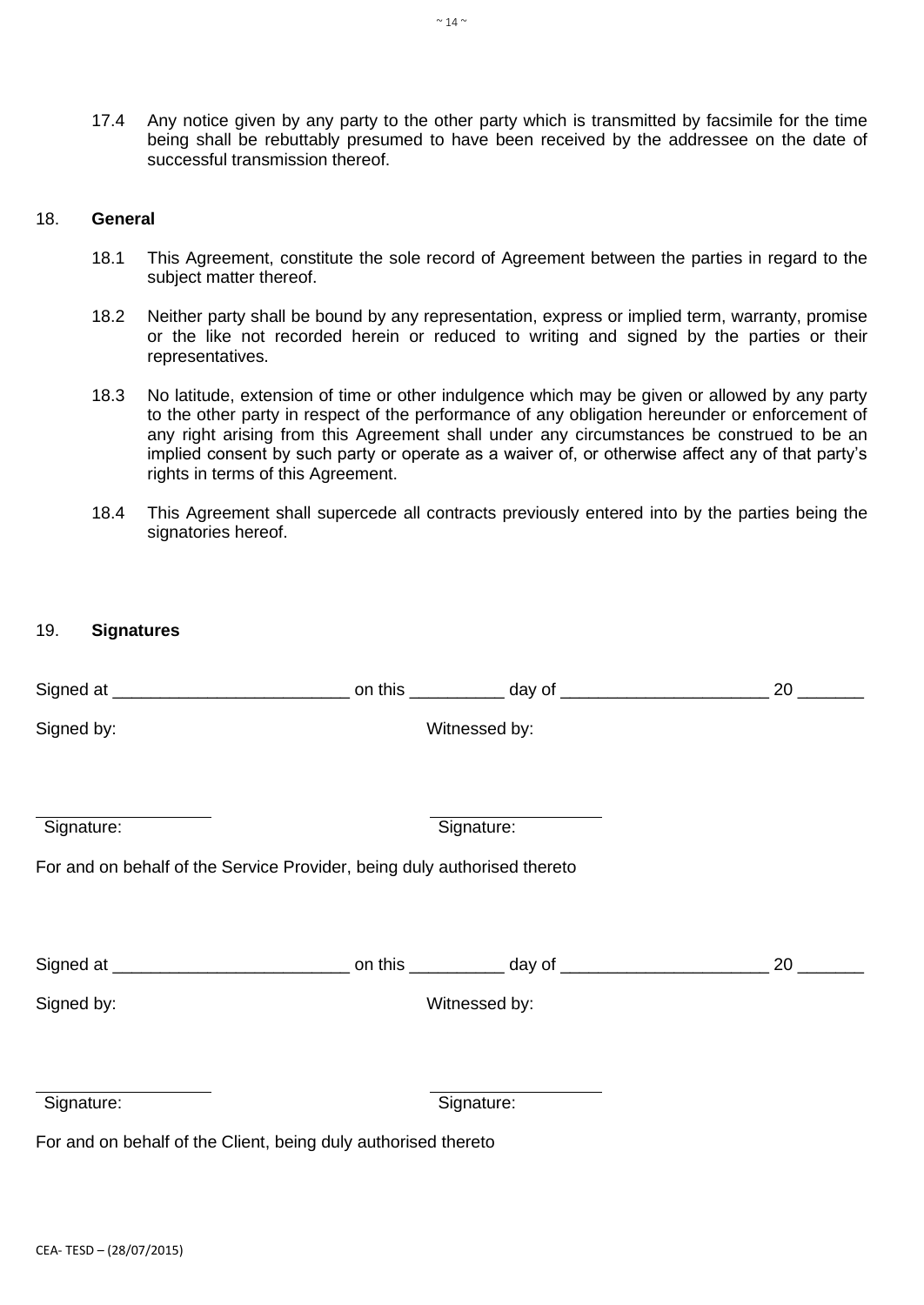17.4 Any notice given by any party to the other party which is transmitted by facsimile for the time being shall be rebuttably presumed to have been received by the addressee on the date of successful transmission thereof.

## 18. **General**

18.1 This Agreement, constitute the sole record of Agreement between the parties in regard to the subject matter thereof.

18.2 Neither party shall be bound by any representation, express or implied term, warranty, promise or the like not recorded herein or reduced to writing and signed by the parties or their representatives.

18.3 No latitude, extension of time or other indulgence which may be given or allowed by any party to the other party in respect of the performance of any obligation hereunder or enforcement of any right arising from this Agreement shall under any circumstances be construed to be an implied consent by such party or operate as a waiver of, or otherwise affect any of that party's rights in terms of this Agreement.

18.4 This Agreement shall supercede all contracts previously entered into by the parties being the signatories hereof.

## 19. **Signatures**

Signed at ________________________ on this __________ day of ______________________ 20 _______

Signed by: Witnessed by:

____________________ ____________________

Signature: Signature:

For and on behalf of the Service Provider, being duly authorised thereto

Signed at ________________________ on this __________ day of ______________________ 20 _______

Signed by: Witnessed by:

____________________ ____________________

Signature: Signature:

For and on behalf of the Client, being duly authorised thereto

CEA- TESD – (28/07/2015)